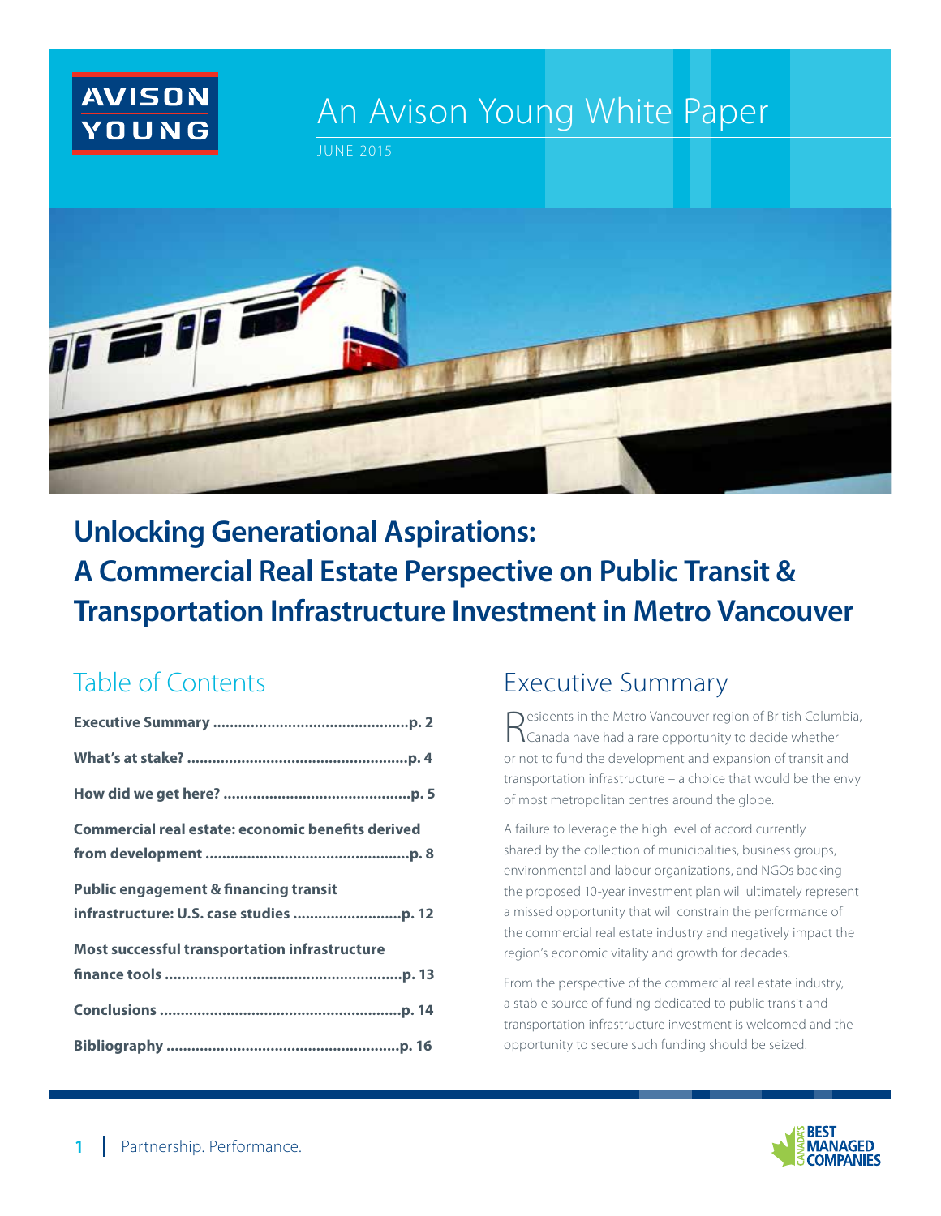AVISON YOUNG

# An Avison Young White Paper

JUNE 2015

## Unlocking Generational Aspirations: A Commercial Real Estate Perspective on Public Transit & Transportation Infrastructure Investment in Metro Vancouver

## Table of Contents

**Executive Summary ..............................................p. 2**

**What's at stake? .....................................................p. 4**

**How did we get here? ............................................p. 5**

**Commercial real estate: economic benefits derived from development ................................................p. 8**

**Public engagement & financing transit infrastructure: U.S. case studies ..........................p. 12**

**Most successful transportation infrastructure finance tools .........................................................p. 13**

**Conclusions ..........................................................p. 14**

**Bibliography ........................................................p. 16**

## Executive Summary

Residents in the Metro Vancouver region of British Columbia, Canada have had a rare opportunity to decide whether or not to fund the development and expansion of transit and transportation infrastructure – a choice that would be the envy of most metropolitan centres around the globe.

A failure to leverage the high level of accord currently shared by the collection of municipalities, business groups, environmental and labour organizations, and NGOs backing the proposed 10-year investment plan will ultimately represent a missed opportunity that will constrain the performance of the commercial real estate industry and negatively impact the region's economic vitality and growth for decades.

From the perspective of the commercial real estate industry, a stable source of funding dedicated to public transit and transportation infrastructure investment is welcomed and the opportunity to secure such funding should be seized.

Partnership. Performance.

CANADA'S BEST MANAGED COMPANIES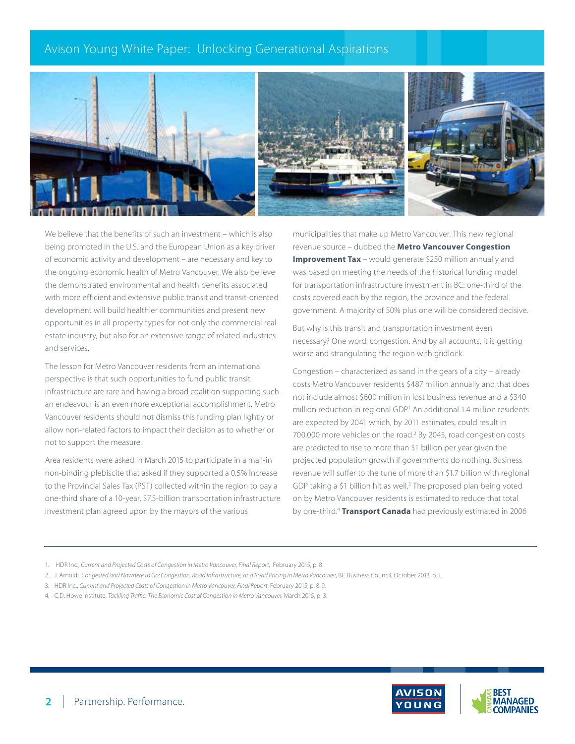We believe that the benefits of such an investment – which is also being promoted in the U.S. and the European Union as a key driver of economic activity and development – are necessary and key to the ongoing economic health of Metro Vancouver. We also believe the demonstrated environmental and health benefits associated with more efficient and extensive public transit and transit-oriented development will build healthier communities and present new opportunities in all property types for not only the commercial real estate industry, but also for an extensive range of related industries and services.

The lesson for Metro Vancouver residents from an international perspective is that such opportunities to fund public transit infrastructure are rare and having a broad coalition supporting such an endeavour is an even more exceptional accomplishment. Metro Vancouver residents should not dismiss this funding plan lightly or allow non-related factors to impact their decision as to whether or not to support the measure.

Area residents were asked in March 2015 to participate in a mail-in non-binding plebiscite that asked if they supported a 0.5% increase to the Provincial Sales Tax (PST) collected within the region to pay a one-third share of a 10-year, $7.5-billion transportation infrastructure investment plan agreed upon by the mayors of the various municipalities that make up Metro Vancouver. This new regional revenue source – dubbed the **Metro Vancouver Congestion Improvement Tax** – would generate $250 million annually and was based on meeting the needs of the historical funding model for transportation infrastructure investment in BC: one-third of the costs covered each by the region, the province and the federal government. A majority of 50% plus one will be considered decisive.

But why is this transit and transportation investment even necessary? One word: congestion. And by all accounts, it is getting worse and strangulating the region with gridlock.

Congestion – characterized as sand in the gears of a city – already costs Metro Vancouver residents $487 million annually and that does not include almost $600 million in lost business revenue and a $340 million reduction in regional GDP.[1] An additional 1.4 million residents are expected by 2041 which, by 2011 estimates, could result in 700,000 more vehicles on the road.[2] By 2045, road congestion costs are predicted to rise to more than $1 billion per year given the projected population growth if governments do nothing. Business revenue will suffer to the tune of more than $1.7 billion with regional GDP taking a $1 billion hit as well.[3] The proposed plan being voted on by Metro Vancouver residents is estimated to reduce that total by one-third.[4] **Transport Canada** had previously estimated in 2006

---

1. HDR Inc., *Current and Projected Costs of Congestion in Metro Vancouver, Final Report*, February 2015, p. 8.
2. J. Arnold, *Congested and Nowhere to Go: Congestion, Road Infrastructure, and Road Pricing in Metro Vancouver*, BC Business Council, October 2013, p. i.
3. HDR Inc., *Current and Projected Costs of Congestion in Metro Vancouver, Final Report*, February 2015, p. 8-9.
4. C.D. Howe Institute, *Tackling Traffic: The Economic Cost of Congestion in Metro Vancouver*, March 2015, p. 3.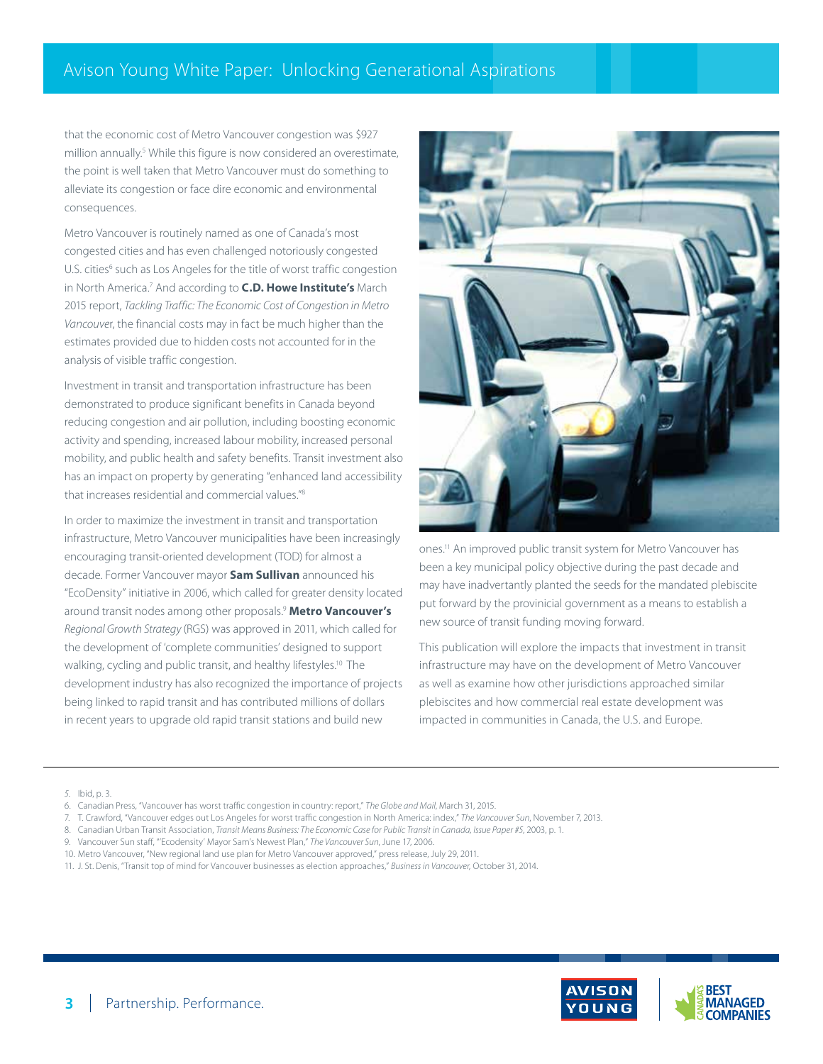that the economic cost of Metro Vancouver congestion was $927 million annually.[5] While this figure is now considered an overestimate, the point is well taken that Metro Vancouver must do something to alleviate its congestion or face dire economic and environmental consequences.

Metro Vancouver is routinely named as one of Canada's most congested cities and has even challenged notoriously congested U.S. cities[6] such as Los Angeles for the title of worst traffic congestion in North America.[7] And according to **C.D. Howe Institute's** March 2015 report, *Tackling Traffic: The Economic Cost of Congestion in Metro Vancouver*, the financial costs may in fact be much higher than the estimates provided due to hidden costs not accounted for in the analysis of visible traffic congestion.

Investment in transit and transportation infrastructure has been demonstrated to produce significant benefits in Canada beyond reducing congestion and air pollution, including boosting economic activity and spending, increased labour mobility, increased personal mobility, and public health and safety benefits. Transit investment also has an impact on property by generating "enhanced land accessibility that increases residential and commercial values."[8]

In order to maximize the investment in transit and transportation infrastructure, Metro Vancouver municipalities have been increasingly encouraging transit-oriented development (TOD) for almost a decade. Former Vancouver mayor **Sam Sullivan** announced his "EcoDensity" initiative in 2006, which called for greater density located around transit nodes among other proposals.[9] **Metro Vancouver's** *Regional Growth Strategy* (RGS) was approved in 2011, which called for the development of 'complete communities' designed to support walking, cycling and public transit, and healthy lifestyles.[10] The development industry has also recognized the importance of projects being linked to rapid transit and has contributed millions of dollars in recent years to upgrade old rapid transit stations and build new ones.[11] An improved public transit system for Metro Vancouver has been a key municipal policy objective during the past decade and may have inadvertantly planted the seeds for the mandated plebiscite put forward by the provinicial government as a means to establish a new source of transit funding moving forward.

This publication will explore the impacts that investment in transit infrastructure may have on the development of Metro Vancouver as well as examine how other jurisdictions approached similar plebiscites and how commercial real estate development was impacted in communities in Canada, the U.S. and Europe.

---

5. Ibid, p. 3.
6. Canadian Press, "Vancouver has worst traffic congestion in country: report," *The Globe and Mail*, March 31, 2015.
7. T. Crawford, "Vancouver edges out Los Angeles for worst traffic congestion in North America: index," *The Vancouver Sun*, November 7, 2013.
8. Canadian Urban Transit Association, *Transit Means Business: The Economic Case for Public Transit in Canada, Issue Paper #5*, 2003, p. 1.
9. Vancouver Sun staff, "'Ecodensity' Mayor Sam's Newest Plan," *The Vancouver Sun*, June 17, 2006.
10. Metro Vancouver, "New regional land use plan for Metro Vancouver approved," press release, July 29, 2011.
11. J. St. Denis, "Transit top of mind for Vancouver businesses as election approaches," *Business in Vancouver*, October 31, 2014.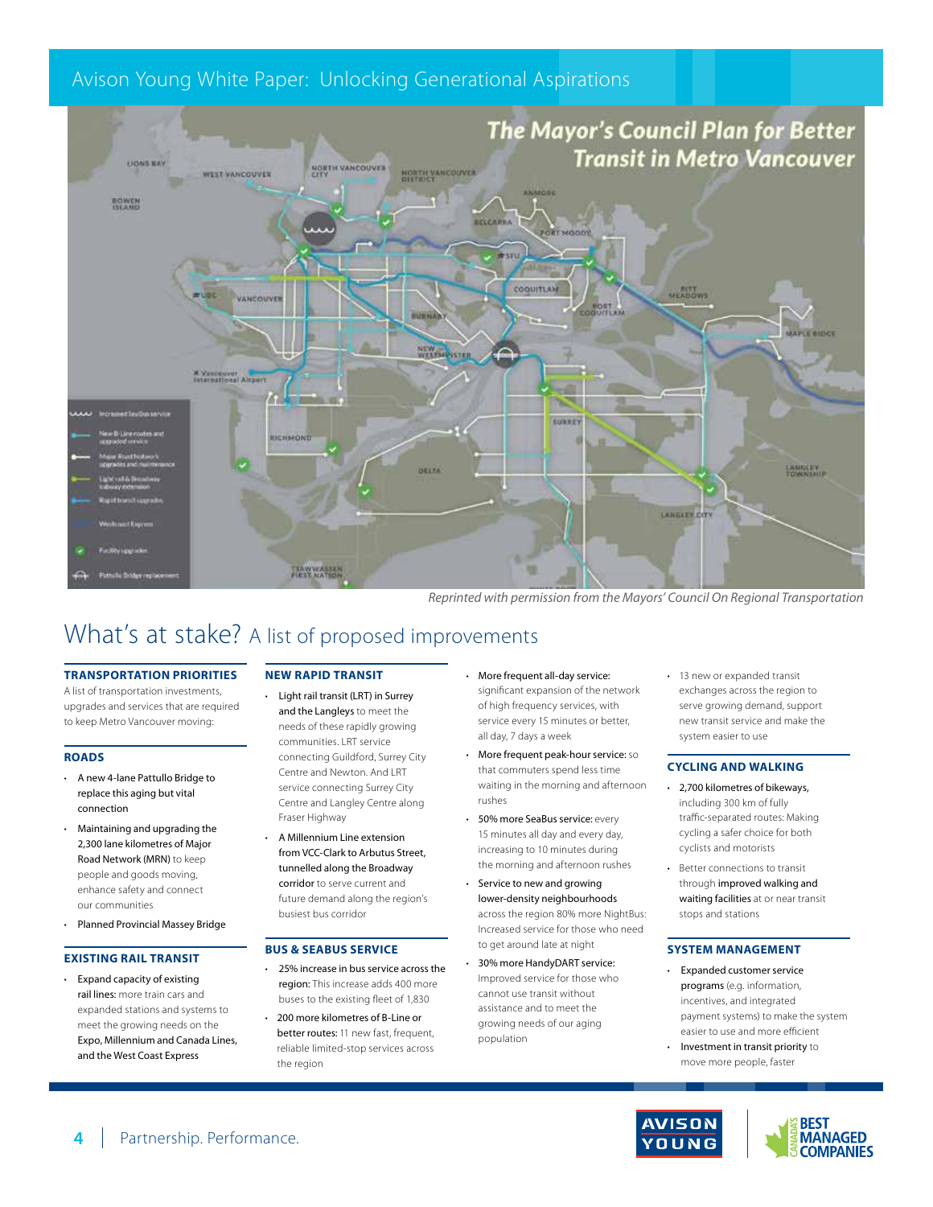The Mayor's Council Plan for Better Transit in Metro Vancouver

*Reprinted with permission from the Mayors' Council On Regional Transportation*

# What's at stake? A list of proposed improvements

### TRANSPORTATION PRIORITIES

A list of transportation investments, upgrades and services that are required to keep Metro Vancouver moving:

### ROADS

- A new 4-lane Pattullo Bridge to replace this aging but vital connection
- Maintaining and upgrading the 2,300 lane kilometres of Major Road Network (MRN) to keep people and goods moving, enhance safety and connect our communities
- Planned Provincial Massey Bridge

### EXISTING RAIL TRANSIT

- Expand capacity of existing rail lines: more train cars and expanded stations and systems to meet the growing needs on the Expo, Millennium and Canada Lines, and the West Coast Express

### NEW RAPID TRANSIT

- Light rail transit (LRT) in Surrey and the Langleys to meet the needs of these rapidly growing communities. LRT service connecting Guildford, Surrey City Centre and Newton. And LRT service connecting Surrey City Centre and Langley Centre along Fraser Highway
- A Millennium Line extension from VCC-Clark to Arbutus Street, tunnelled along the Broadway corridor to serve current and future demand along the region's busiest bus corridor

### BUS & SEABUS SERVICE

- 25% increase in bus service across the region: This increase adds 400 more buses to the existing fleet of 1,830
- 200 more kilometres of B-Line or better routes: 11 new fast, frequent, reliable limited-stop services across the region
- More frequent all-day service: significant expansion of the network of high frequency services, with service every 15 minutes or better, all day, 7 days a week
- More frequent peak-hour service: so that commuters spend less time waiting in the morning and afternoon rushes
- 50% more SeaBus service: every 15 minutes all day and every day, increasing to 10 minutes during the morning and afternoon rushes
- Service to new and growing lower-density neighbourhoods across the region 80% more NightBus: Increased service for those who need to get around late at night
- 30% more HandyDART service: Improved service for those who cannot use transit without assistance and to meet the growing needs of our aging population
- 13 new or expanded transit exchanges across the region to serve growing demand, support new transit service and make the system easier to use

### CYCLING AND WALKING

- 2,700 kilometres of bikeways, including 300 km of fully traffic-separated routes: Making cycling a safer choice for both cyclists and motorists
- Better connections to transit through improved walking and waiting facilities at or near transit stops and stations

### SYSTEM MANAGEMENT

- Expanded customer service programs (e.g. information, incentives, and integrated payment systems) to make the system easier to use and more efficient
- Investment in transit priority to move more people, faster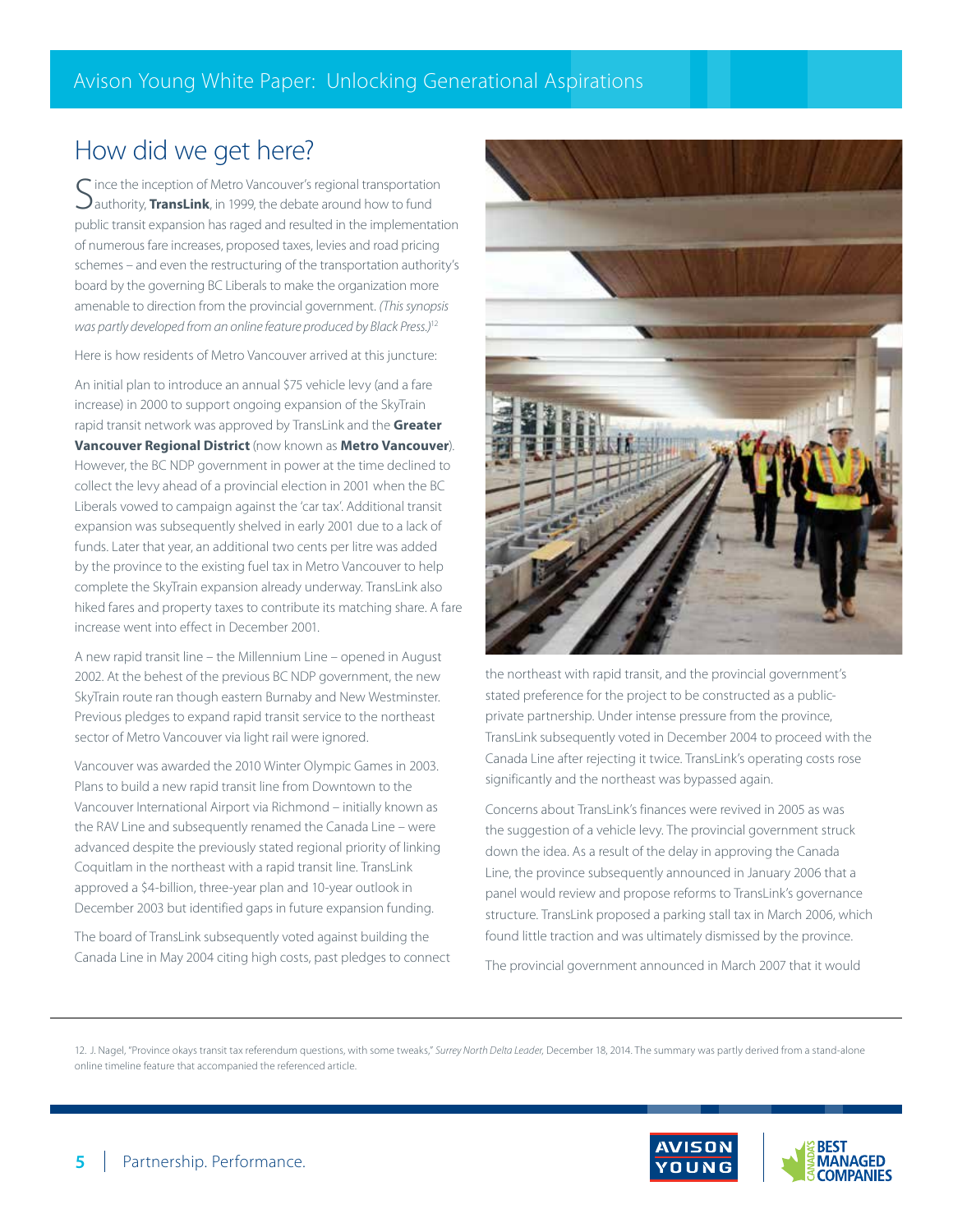## How did we get here?

Since the inception of Metro Vancouver's regional transportation authority, **TransLink**, in 1999, the debate around how to fund public transit expansion has raged and resulted in the implementation of numerous fare increases, proposed taxes, levies and road pricing schemes – and even the restructuring of the transportation authority's board by the governing BC Liberals to make the organization more amenable to direction from the provincial government. *(This synopsis was partly developed from an online feature produced by Black Press.)*[12]

Here is how residents of Metro Vancouver arrived at this juncture:

An initial plan to introduce an annual $75 vehicle levy (and a fare increase) in 2000 to support ongoing expansion of the SkyTrain rapid transit network was approved by TransLink and the **Greater Vancouver Regional District** (now known as **Metro Vancouver**). However, the BC NDP government in power at the time declined to collect the levy ahead of a provincial election in 2001 when the BC Liberals vowed to campaign against the 'car tax'. Additional transit expansion was subsequently shelved in early 2001 due to a lack of funds. Later that year, an additional two cents per litre was added by the province to the existing fuel tax in Metro Vancouver to help complete the SkyTrain expansion already underway. TransLink also hiked fares and property taxes to contribute its matching share. A fare increase went into effect in December 2001.

A new rapid transit line – the Millennium Line – opened in August 2002. At the behest of the previous BC NDP government, the new SkyTrain route ran though eastern Burnaby and New Westminster. Previous pledges to expand rapid transit service to the northeast sector of Metro Vancouver via light rail were ignored.

Vancouver was awarded the 2010 Winter Olympic Games in 2003. Plans to build a new rapid transit line from Downtown to the Vancouver International Airport via Richmond – initially known as the RAV Line and subsequently renamed the Canada Line – were advanced despite the previously stated regional priority of linking Coquitlam in the northeast with a rapid transit line. TransLink approved a $4-billion, three-year plan and 10-year outlook in December 2003 but identified gaps in future expansion funding.

The board of TransLink subsequently voted against building the Canada Line in May 2004 citing high costs, past pledges to connect the northeast with rapid transit, and the provincial government's stated preference for the project to be constructed as a public-private partnership. Under intense pressure from the province, TransLink subsequently voted in December 2004 to proceed with the Canada Line after rejecting it twice. TransLink's operating costs rose significantly and the northeast was bypassed again.

Concerns about TransLink's finances were revived in 2005 as was the suggestion of a vehicle levy. The provincial government struck down the idea. As a result of the delay in approving the Canada Line, the province subsequently announced in January 2006 that a panel would review and propose reforms to TransLink's governance structure. TransLink proposed a parking stall tax in March 2006, which found little traction and was ultimately dismissed by the province.

The provincial government announced in March 2007 that it would

---

12. J. Nagel, "Province okays transit tax referendum questions, with some tweaks," *Surrey North Delta Leader,* December 18, 2014. The summary was partly derived from a stand-alone online timeline feature that accompanied the referenced article.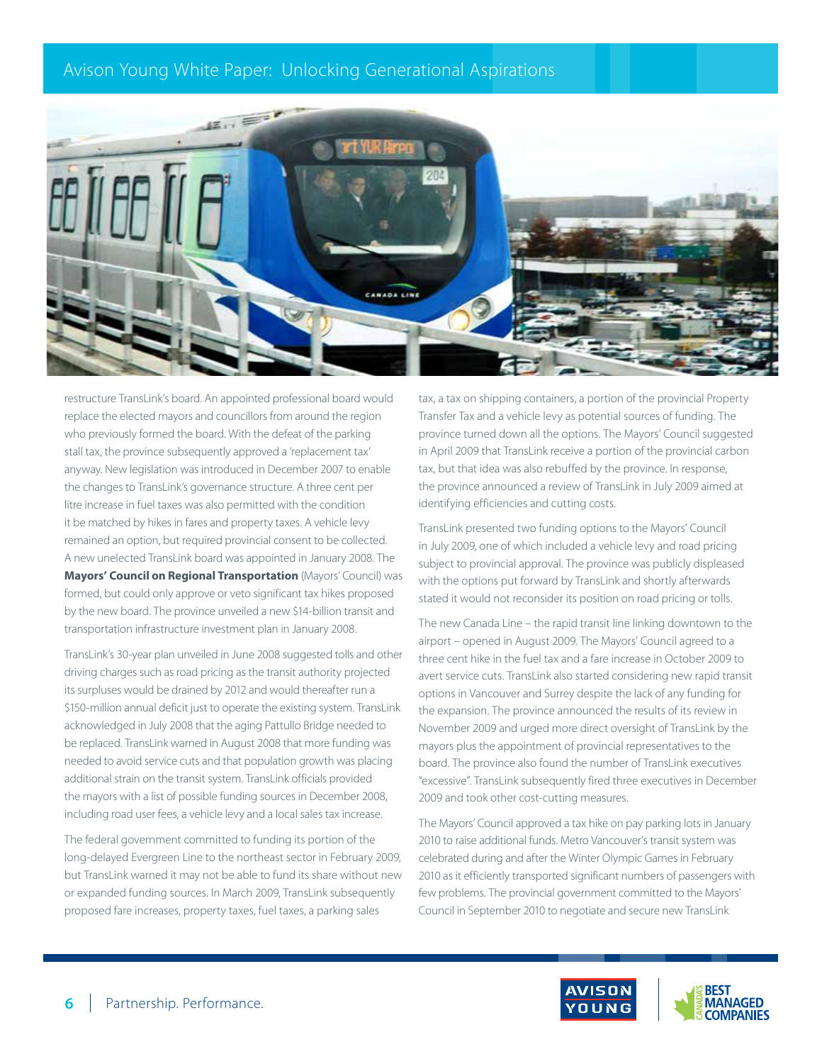restructure TransLink's board. An appointed professional board would replace the elected mayors and councillors from around the region who previously formed the board. With the defeat of the parking stall tax, the province subsequently approved a 'replacement tax' anyway. New legislation was introduced in December 2007 to enable the changes to TransLink's governance structure. A three cent per litre increase in fuel taxes was also permitted with the condition it be matched by hikes in fares and property taxes. A vehicle levy remained an option, but required provincial consent to be collected. A new unelected TransLink board was appointed in January 2008. The **Mayors' Council on Regional Transportation** (Mayors' Council) was formed, but could only approve or veto significant tax hikes proposed by the new board. The province unveiled a new $14-billion transit and transportation infrastructure investment plan in January 2008.

TransLink's 30-year plan unveiled in June 2008 suggested tolls and other driving charges such as road pricing as the transit authority projected its surpluses would be drained by 2012 and would thereafter run a $150-million annual deficit just to operate the existing system. TransLink acknowledged in July 2008 that the aging Pattullo Bridge needed to be replaced. TransLink warned in August 2008 that more funding was needed to avoid service cuts and that population growth was placing additional strain on the transit system. TransLink officials provided the mayors with a list of possible funding sources in December 2008, including road user fees, a vehicle levy and a local sales tax increase.

The federal government committed to funding its portion of the long-delayed Evergreen Line to the northeast sector in February 2009, but TransLink warned it may not be able to fund its share without new or expanded funding sources. In March 2009, TransLink subsequently proposed fare increases, property taxes, fuel taxes, a parking sales tax, a tax on shipping containers, a portion of the provincial Property Transfer Tax and a vehicle levy as potential sources of funding. The province turned down all the options. The Mayors' Council suggested in April 2009 that TransLink receive a portion of the provincial carbon tax, but that idea was also rebuffed by the province. In response, the province announced a review of TransLink in July 2009 aimed at identifying efficiencies and cutting costs.

TransLink presented two funding options to the Mayors' Council in July 2009, one of which included a vehicle levy and road pricing subject to provincial approval. The province was publicly displeased with the options put forward by TransLink and shortly afterwards stated it would not reconsider its position on road pricing or tolls.

The new Canada Line – the rapid transit line linking downtown to the airport – opened in August 2009. The Mayors' Council agreed to a three cent hike in the fuel tax and a fare increase in October 2009 to avert service cuts. TransLink also started considering new rapid transit options in Vancouver and Surrey despite the lack of any funding for the expansion. The province announced the results of its review in November 2009 and urged more direct oversight of TransLink by the mayors plus the appointment of provincial representatives to the board. The province also found the number of TransLink executives "excessive". TransLink subsequently fired three executives in December 2009 and took other cost-cutting measures.

The Mayors' Council approved a tax hike on pay parking lots in January 2010 to raise additional funds. Metro Vancouver's transit system was celebrated during and after the Winter Olympic Games in February 2010 as it efficiently transported significant numbers of passengers with few problems. The provincial government committed to the Mayors' Council in September 2010 to negotiate and secure new TransLink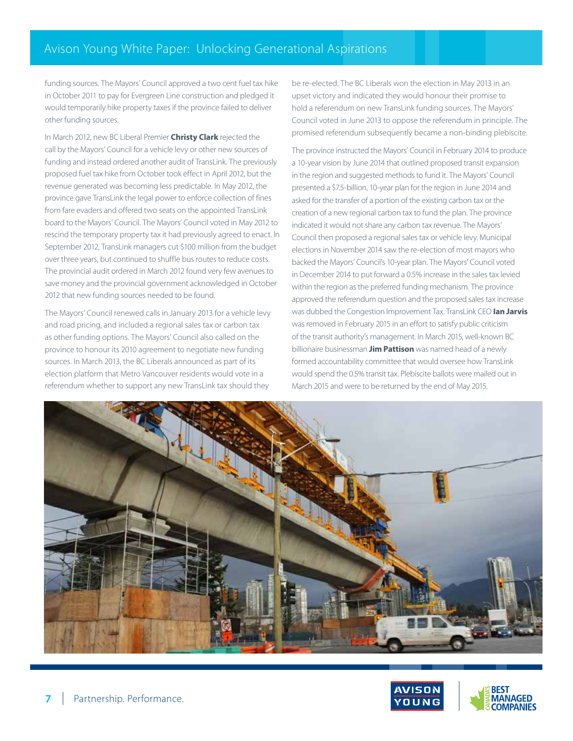funding sources. The Mayors' Council approved a two cent fuel tax hike in October 2011 to pay for Evergreen Line construction and pledged it would temporarily hike property taxes if the province failed to deliver other funding sources.

In March 2012, new BC Liberal Premier **Christy Clark** rejected the call by the Mayors' Council for a vehicle levy or other new sources of funding and instead ordered another audit of TransLink. The previously proposed fuel tax hike from October took effect in April 2012, but the revenue generated was becoming less predictable. In May 2012, the province gave TransLink the legal power to enforce collection of fines from fare evaders and offered two seats on the appointed TransLink board to the Mayors' Council. The Mayors' Council voted in May 2012 to rescind the temporary property tax it had previously agreed to enact. In September 2012, TransLink managers cut $100 million from the budget over three years, but continued to shuffle bus routes to reduce costs. The provincial audit ordered in March 2012 found very few avenues to save money and the provincial government acknowledged in October 2012 that new funding sources needed to be found.

The Mayors' Council renewed calls in January 2013 for a vehicle levy and road pricing, and included a regional sales tax or carbon tax as other funding options. The Mayors' Council also called on the province to honour its 2010 agreement to negotiate new funding sources. In March 2013, the BC Liberals announced as part of its election platform that Metro Vancouver residents would vote in a referendum whether to support any new TransLink tax should they be re-elected. The BC Liberals won the election in May 2013 in an upset victory and indicated they would honour their promise to hold a referendum on new TransLink funding sources. The Mayors' Council voted in June 2013 to oppose the referendum in principle. The promised referendum subsequently became a non-binding plebiscite.

The province instructed the Mayors' Council in February 2014 to produce a 10-year vision by June 2014 that outlined proposed transit expansion in the region and suggested methods to fund it. The Mayors' Council presented a $7.5-billion, 10-year plan for the region in June 2014 and asked for the transfer of a portion of the existing carbon tax or the creation of a new regional carbon tax to fund the plan. The province indicated it would not share any carbon tax revenue. The Mayors' Council then proposed a regional sales tax or vehicle levy. Municipal elections in November 2014 saw the re-election of most mayors who backed the Mayors' Council's 10-year plan. The Mayors' Council voted in December 2014 to put forward a 0.5% increase in the sales tax levied within the region as the preferred funding mechanism. The province approved the referendum question and the proposed sales tax increase was dubbed the Congestion Improvement Tax. TransLink CEO **Ian Jarvis** was removed in February 2015 in an effort to satisfy public criticism of the transit authority's management. In March 2015, well-known BC billionaire businessman **Jim Pattison** was named head of a newly formed accountability committee that would oversee how TransLink would spend the 0.5% transit tax. Plebiscite ballots were mailed out in March 2015 and were to be returned by the end of May 2015.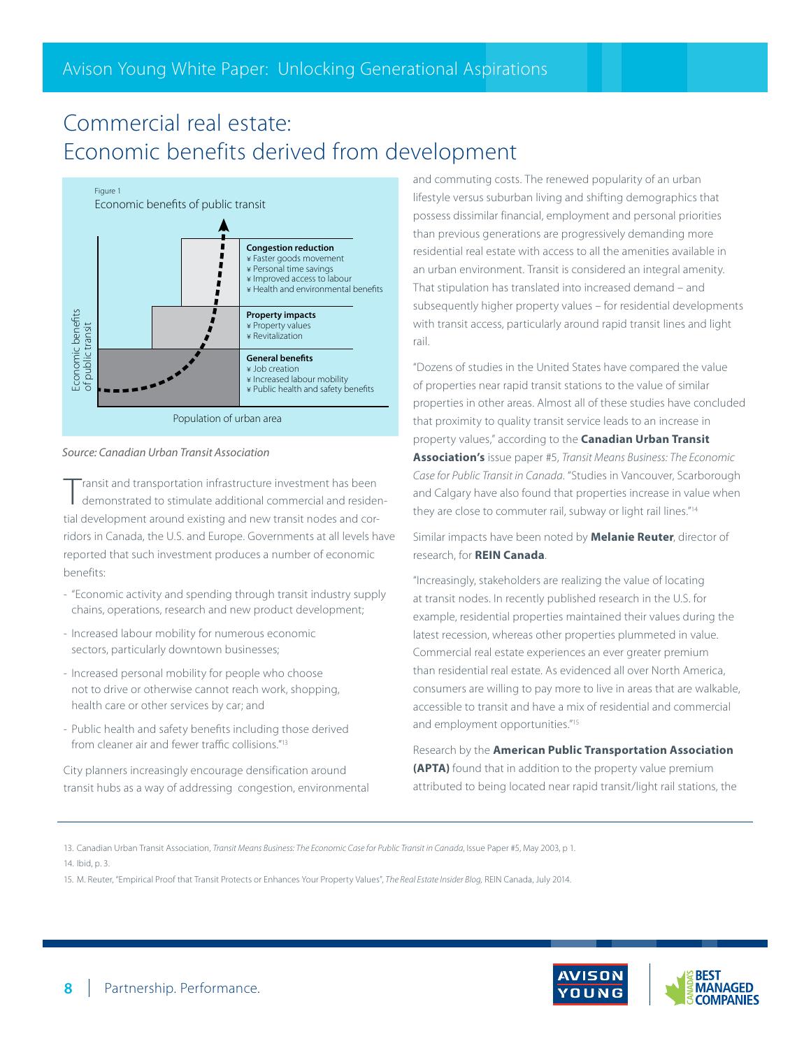# Commercial real estate: Economic benefits derived from development

Figure 1

Economic benefits of public transit

**Congestion reduction**
- Faster goods movement
- Personal time savings
- Improved access to labour
- Health and environmental benefits

**Property impacts**
- Property values
- Revitalization

**General benefits**
- Job creation
- Increased labour mobility
- Public health and safety benefits

Economic benefits of public transit

Population of urban area

*Source: Canadian Urban Transit Association*

Transit and transportation infrastructure investment has been demonstrated to stimulate additional commercial and residential development around existing and new transit nodes and corridors in Canada, the U.S. and Europe. Governments at all levels have reported that such investment produces a number of economic benefits:

- "Economic activity and spending through transit industry supply chains, operations, research and new product development;
- Increased labour mobility for numerous economic sectors, particularly downtown businesses;
- Increased personal mobility for people who choose not to drive or otherwise cannot reach work, shopping, health care or other services by car; and
- Public health and safety benefits including those derived from cleaner air and fewer traffic collisions."[13]

City planners increasingly encourage densification around transit hubs as a way of addressing congestion, environmental and commuting costs. The renewed popularity of an urban lifestyle versus suburban living and shifting demographics that possess dissimilar financial, employment and personal priorities than previous generations are progressively demanding more residential real estate with access to all the amenities available in an urban environment. Transit is considered an integral amenity. That stipulation has translated into increased demand – and subsequently higher property values – for residential developments with transit access, particularly around rapid transit lines and light rail.

"Dozens of studies in the United States have compared the value of properties near rapid transit stations to the value of similar properties in other areas. Almost all of these studies have concluded that proximity to quality transit service leads to an increase in property values," according to the **Canadian Urban Transit Association's** issue paper #5, *Transit Means Business: The Economic Case for Public Transit in Canada*. "Studies in Vancouver, Scarborough and Calgary have also found that properties increase in value when they are close to commuter rail, subway or light rail lines."[14]

Similar impacts have been noted by **Melanie Reuter**, director of research, for **REIN Canada**.

"Increasingly, stakeholders are realizing the value of locating at transit nodes. In recently published research in the U.S. for example, residential properties maintained their values during the latest recession, whereas other properties plummeted in value. Commercial real estate experiences an ever greater premium than residential real estate. As evidenced all over North America, consumers are willing to pay more to live in areas that are walkable, accessible to transit and have a mix of residential and commercial and employment opportunities."[15]

Research by the **American Public Transportation Association (APTA)** found that in addition to the property value premium attributed to being located near rapid transit/light rail stations, the

13. Canadian Urban Transit Association, *Transit Means Business: The Economic Case for Public Transit in Canada*, Issue Paper #5, May 2003, p 1.
14. Ibid, p. 3.
15. M. Reuter, "Empirical Proof that Transit Protects or Enhances Your Property Values", *The Real Estate Insider Blog,* REIN Canada, July 2014.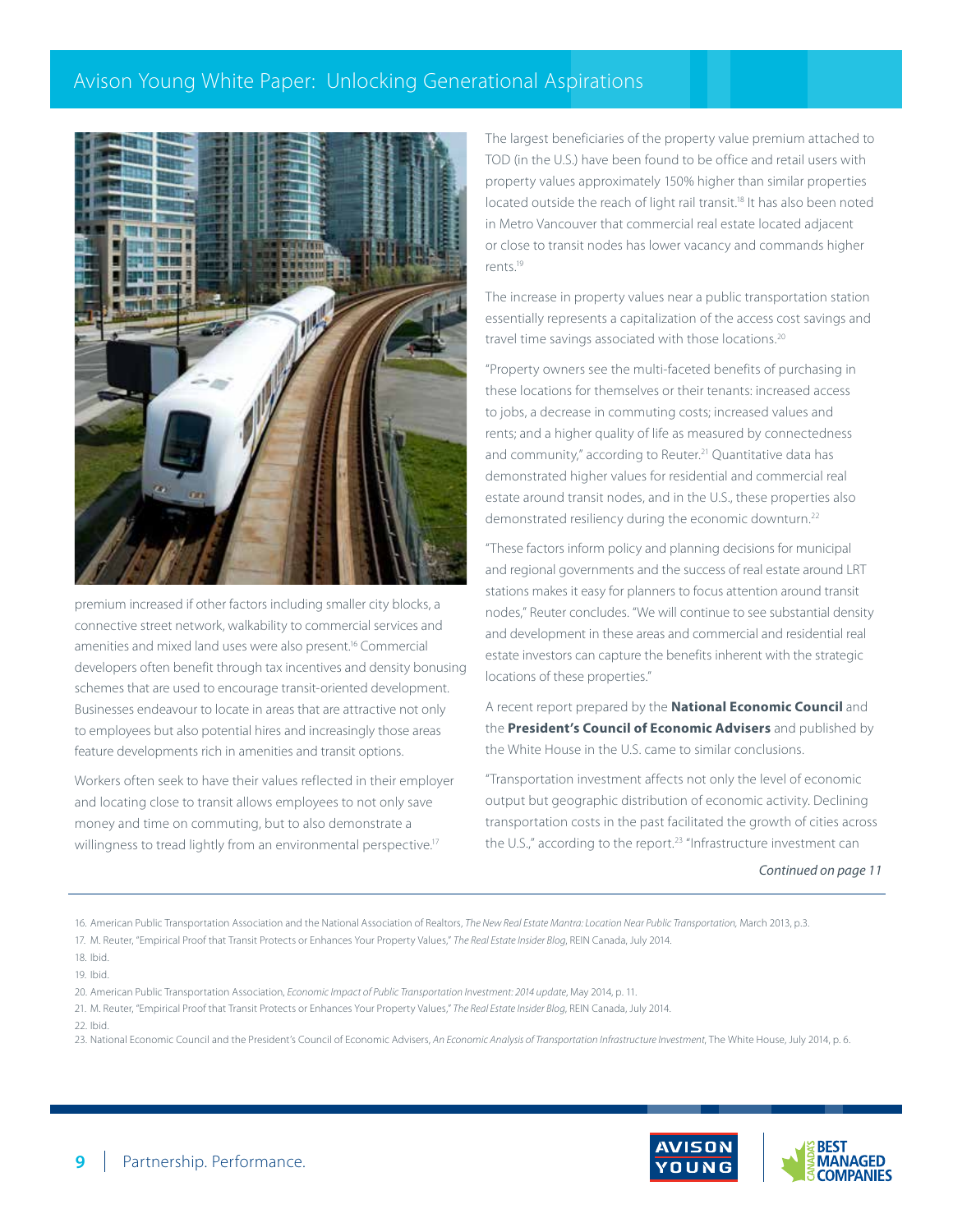premium increased if other factors including smaller city blocks, a connective street network, walkability to commercial services and amenities and mixed land uses were also present.[16] Commercial developers often benefit through tax incentives and density bonusing schemes that are used to encourage transit-oriented development. Businesses endeavour to locate in areas that are attractive not only to employees but also potential hires and increasingly those areas feature developments rich in amenities and transit options.

Workers often seek to have their values reflected in their employer and locating close to transit allows employees to not only save money and time on commuting, but to also demonstrate a willingness to tread lightly from an environmental perspective.[17]

The largest beneficiaries of the property value premium attached to TOD (in the U.S.) have been found to be office and retail users with property values approximately 150% higher than similar properties located outside the reach of light rail transit.[18] It has also been noted in Metro Vancouver that commercial real estate located adjacent or close to transit nodes has lower vacancy and commands higher rents.[19]

The increase in property values near a public transportation station essentially represents a capitalization of the access cost savings and travel time savings associated with those locations.[20]

"Property owners see the multi-faceted benefits of purchasing in these locations for themselves or their tenants: increased access to jobs, a decrease in commuting costs; increased values and rents; and a higher quality of life as measured by connectedness and community," according to Reuter.[21] Quantitative data has demonstrated higher values for residential and commercial real estate around transit nodes, and in the U.S., these properties also demonstrated resiliency during the economic downturn.[22]

"These factors inform policy and planning decisions for municipal and regional governments and the success of real estate around LRT stations makes it easy for planners to focus attention around transit nodes," Reuter concludes. "We will continue to see substantial density and development in these areas and commercial and residential real estate investors can capture the benefits inherent with the strategic locations of these properties."

A recent report prepared by the **National Economic Council** and the **President's Council of Economic Advisers** and published by the White House in the U.S. came to similar conclusions.

"Transportation investment affects not only the level of economic output but geographic distribution of economic activity. Declining transportation costs in the past facilitated the growth of cities across the U.S.," according to the report.[23] "Infrastructure investment can

*Continued on page 11*

---

16. American Public Transportation Association and the National Association of Realtors, *The New Real Estate Mantra: Location Near Public Transportation,* March 2013, p.3.
17. M. Reuter, "Empirical Proof that Transit Protects or Enhances Your Property Values," *The Real Estate Insider Blog*, REIN Canada, July 2014.
18. Ibid.
19. Ibid.
20. American Public Transportation Association, *Economic Impact of Public Transportation Investment: 2014 update*, May 2014, p. 11.
21. M. Reuter, "Empirical Proof that Transit Protects or Enhances Your Property Values," *The Real Estate Insider Blog*, REIN Canada, July 2014.
22. Ibid.
23. National Economic Council and the President's Council of Economic Advisers, *An Economic Analysis of Transportation Infrastructure Investment*, The White House, July 2014, p. 6.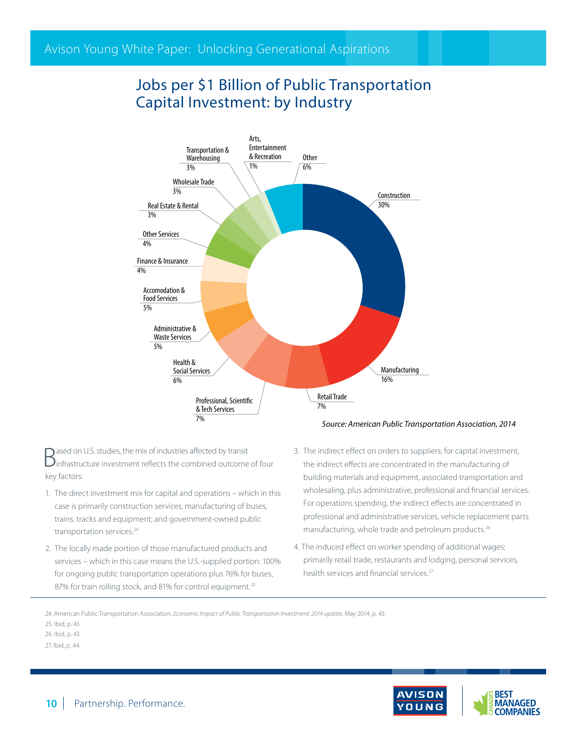## Jobs per $1 Billion of Public Transportation Capital Investment: by Industry

| Industry | Share |
|---|---|
| Construction | 30% |
| Manufacturing | 16% |
| Retail Trade | 7% |
| Professional, Scientific & Tech Services | 7% |
| Health & Social Services | 6% |
| Administrative & Waste Services | 5% |
| Accomodation & Food Services | 5% |
| Finance & Insurance | 4% |
| Other Services | 4% |
| Real Estate & Rental | 3% |
| Wholesale Trade | 3% |
| Transportation & Warehousing | 3% |
| Arts, Entertainment & Recreation | 1% |
| Other | 6% |

*Source: American Public Transportation Association, 2014*

Based on U.S. studies, the mix of industries affected by transit infrastructure investment reflects the combined outcome of four key factors:

1. The direct investment mix for capital and operations – which in this case is primarily construction services; manufacturing of buses, trains, tracks and equipment; and government-owned public transportation services.[24]
2. The locally made portion of those manufactured products and services – which in this case means the U.S.-supplied portion: 100% for ongoing public transportation operations plus 76% for buses, 87% for train rolling stock, and 81% for control equipment.[25]
3. The indirect effect on orders to suppliers; for capital investment, the indirect effects are concentrated in the manufacturing of building materials and equipment, associated transportation and wholesaling, plus administrative, professional and financial services. For operations spending, the indirect effects are concentrated in professional and administrative services, vehicle replacement parts manufacturing, whole trade and petroleum products.[26]
4. The induced effect on worker spending of additional wages; primarily retail trade, restaurants and lodging, personal services, health services and financial services.[27]

24. American Public Transportation Association, *Economic Impact of Public Transportation Investment: 2014 update*, May 2014, p. 43.

25. Ibid, p. 43.

26. Ibid, p. 43.

27. Ibid, p. 44.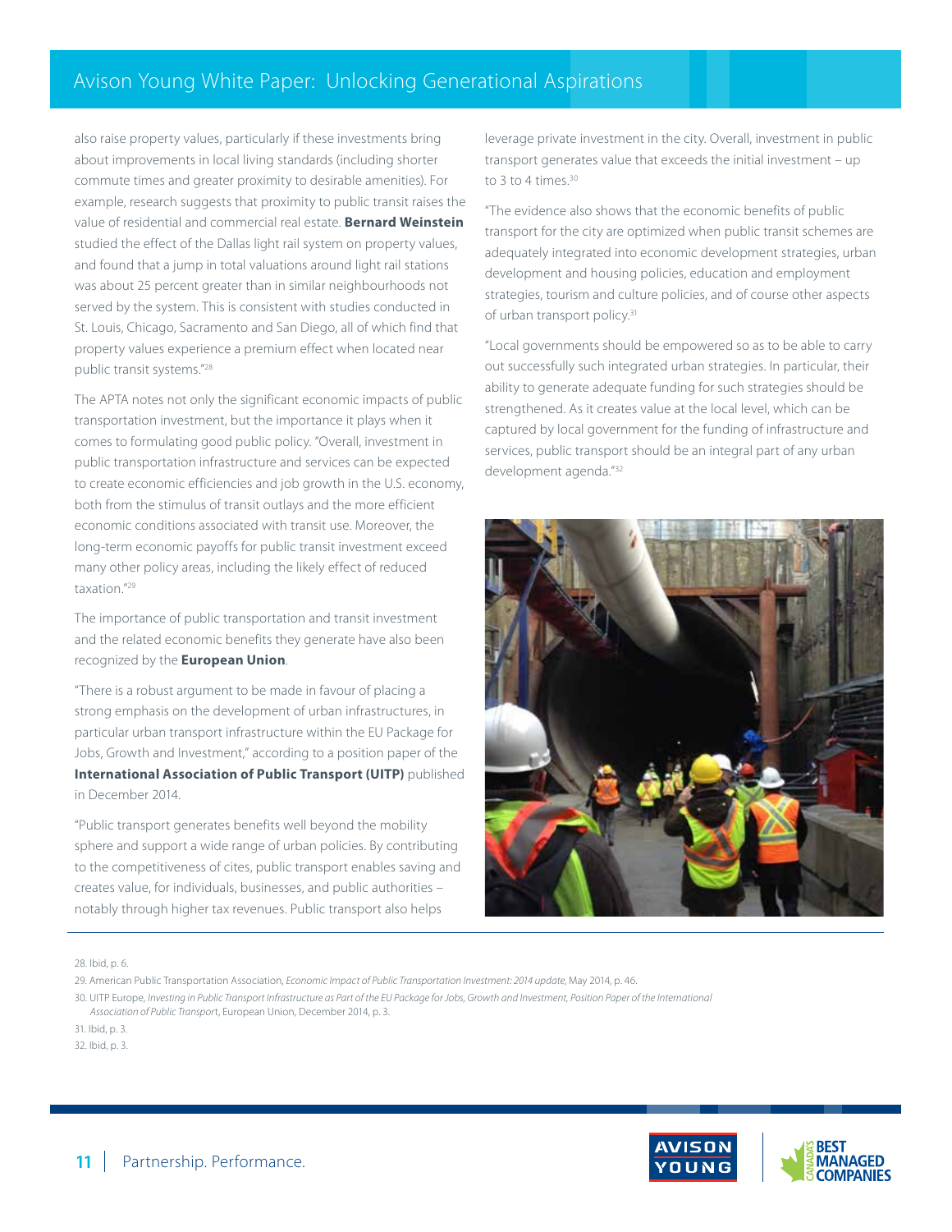also raise property values, particularly if these investments bring about improvements in local living standards (including shorter commute times and greater proximity to desirable amenities). For example, research suggests that proximity to public transit raises the value of residential and commercial real estate. **Bernard Weinstein** studied the effect of the Dallas light rail system on property values, and found that a jump in total valuations around light rail stations was about 25 percent greater than in similar neighbourhoods not served by the system. This is consistent with studies conducted in St. Louis, Chicago, Sacramento and San Diego, all of which find that property values experience a premium effect when located near public transit systems."[28]

The APTA notes not only the significant economic impacts of public transportation investment, but the importance it plays when it comes to formulating good public policy. "Overall, investment in public transportation infrastructure and services can be expected to create economic efficiencies and job growth in the U.S. economy, both from the stimulus of transit outlays and the more efficient economic conditions associated with transit use. Moreover, the long-term economic payoffs for public transit investment exceed many other policy areas, including the likely effect of reduced taxation."[29]

The importance of public transportation and transit investment and the related economic benefits they generate have also been recognized by the **European Union**.

"There is a robust argument to be made in favour of placing a strong emphasis on the development of urban infrastructures, in particular urban transport infrastructure within the EU Package for Jobs, Growth and Investment," according to a position paper of the **International Association of Public Transport (UITP)** published in December 2014.

"Public transport generates benefits well beyond the mobility sphere and support a wide range of urban policies. By contributing to the competitiveness of cites, public transport enables saving and creates value, for individuals, businesses, and public authorities – notably through higher tax revenues. Public transport also helps leverage private investment in the city. Overall, investment in public transport generates value that exceeds the initial investment – up to 3 to 4 times.[30]

"The evidence also shows that the economic benefits of public transport for the city are optimized when public transit schemes are adequately integrated into economic development strategies, urban development and housing policies, education and employment strategies, tourism and culture policies, and of course other aspects of urban transport policy.[31]

"Local governments should be empowered so as to be able to carry out successfully such integrated urban strategies. In particular, their ability to generate adequate funding for such strategies should be strengthened. As it creates value at the local level, which can be captured by local government for the funding of infrastructure and services, public transport should be an integral part of any urban development agenda."[32]

28. Ibid, p. 6.

29. American Public Transportation Association, *Economic Impact of Public Transportation Investment: 2014 update*, May 2014, p. 46.

30. UITP Europe, *Investing in Public Transport Infrastructure as Part of the EU Package for Jobs, Growth and Investment, Position Paper of the International Association of Public Transport*, European Union, December 2014, p. 3.

31. Ibid, p. 3.

32. Ibid, p. 3.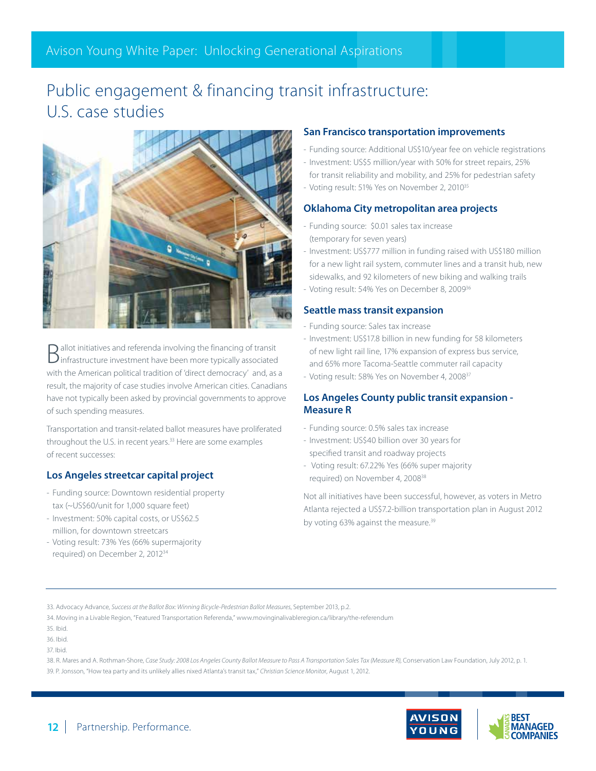## Public engagement & financing transit infrastructure: U.S. case studies

Ballot initiatives and referenda involving the financing of transit infrastructure investment have been more typically associated with the American political tradition of 'direct democracy' and, as a result, the majority of case studies involve American cities. Canadians have not typically been asked by provincial governments to approve of such spending measures.

Transportation and transit-related ballot measures have proliferated throughout the U.S. in recent years.[33] Here are some examples of recent successes:

### Los Angeles streetcar capital project

- Funding source: Downtown residential property tax (~US$60/unit for 1,000 square feet)
- Investment: 50% capital costs, or US$62.5 million, for downtown streetcars
- Voting result: 73% Yes (66% supermajority required) on December 2, 2012[34]

### San Francisco transportation improvements

- Funding source: Additional US$10/year fee on vehicle registrations
- Investment: US$5 million/year with 50% for street repairs, 25% for transit reliability and mobility, and 25% for pedestrian safety
- Voting result: 51% Yes on November 2, 2010[35]

### Oklahoma City metropolitan area projects

- Funding source: $0.01 sales tax increase (temporary for seven years)
- Investment: US$777 million in funding raised with US$180 million for a new light rail system, commuter lines and a transit hub, new sidewalks, and 92 kilometers of new biking and walking trails
- Voting result: 54% Yes on December 8, 2009[36]

### Seattle mass transit expansion

- Funding source: Sales tax increase
- Investment: US$17.8 billion in new funding for 58 kilometers of new light rail line, 17% expansion of express bus service, and 65% more Tacoma-Seattle commuter rail capacity
- Voting result: 58% Yes on November 4, 2008[37]

### Los Angeles County public transit expansion - Measure R

- Funding source: 0.5% sales tax increase
- Investment: US$40 billion over 30 years for specified transit and roadway projects
- Voting result: 67.22% Yes (66% super majority required) on November 4, 2008[38]

Not all initiatives have been successful, however, as voters in Metro Atlanta rejected a US$7.2-billion transportation plan in August 2012 by voting 63% against the measure.[39]

---

33. Advocacy Advance, *Success at the Ballot Box: Winning Bicycle-Pedestrian Ballot Measures*, September 2013, p.2.
34. Moving in a Livable Region, "Featured Transportation Referenda," www.movinginalivableregion.ca/library/the-referendum
35. Ibid.
36. Ibid.
37. Ibid.
38. R. Mares and A. Rothman-Shore, *Case Study: 2008 Los Angeles County Ballot Measure to Pass A Transportation Sales Tax (Measure R)*, Conservation Law Foundation, July 2012, p. 1.
39. P. Jonsson, "How tea party and its unlikely allies nixed Atlanta's transit tax," *Christian Science Monitor*, August 1, 2012.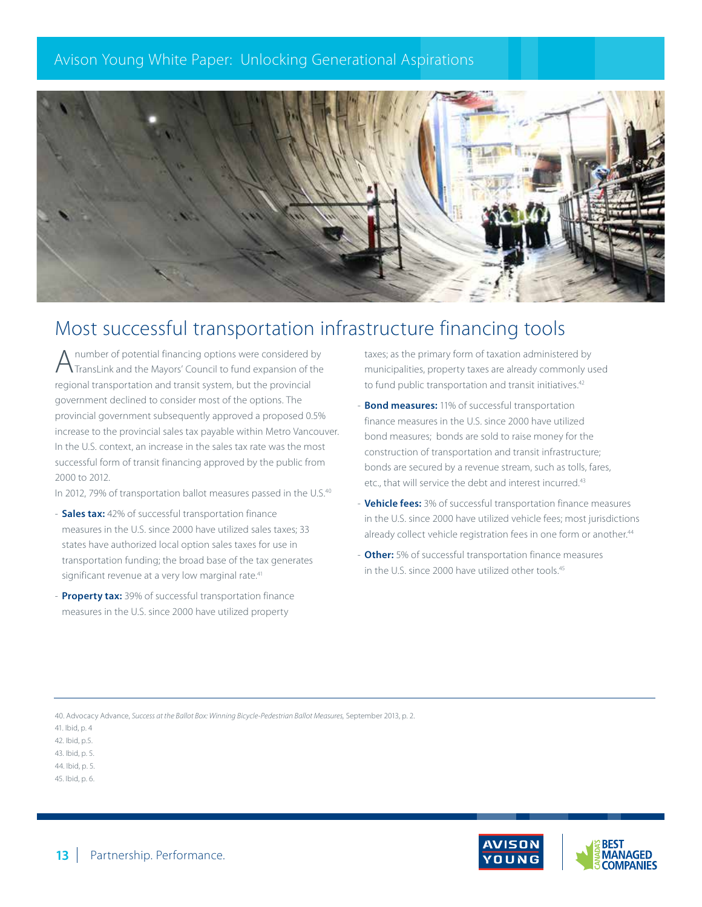## Most successful transportation infrastructure financing tools

A number of potential financing options were considered by TransLink and the Mayors' Council to fund expansion of the regional transportation and transit system, but the provincial government declined to consider most of the options. The provincial government subsequently approved a proposed 0.5% increase to the provincial sales tax payable within Metro Vancouver. In the U.S. context, an increase in the sales tax rate was the most successful form of transit financing approved by the public from 2000 to 2012.

In 2012, 79% of transportation ballot measures passed in the U.S.[40]

- **Sales tax:** 42% of successful transportation finance measures in the U.S. since 2000 have utilized sales taxes; 33 states have authorized local option sales taxes for use in transportation funding; the broad base of the tax generates significant revenue at a very low marginal rate.[41]
- **Property tax:** 39% of successful transportation finance measures in the U.S. since 2000 have utilized property taxes; as the primary form of taxation administered by municipalities, property taxes are already commonly used to fund public transportation and transit initiatives.[42]
- **Bond measures:** 11% of successful transportation finance measures in the U.S. since 2000 have utilized bond measures; bonds are sold to raise money for the construction of transportation and transit infrastructure; bonds are secured by a revenue stream, such as tolls, fares, etc., that will service the debt and interest incurred.[43]
- **Vehicle fees:** 3% of successful transportation finance measures in the U.S. since 2000 have utilized vehicle fees; most jurisdictions already collect vehicle registration fees in one form or another.[44]
- **Other:** 5% of successful transportation finance measures in the U.S. since 2000 have utilized other tools.[45]

---

40. Advocacy Advance, *Success at the Ballot Box: Winning Bicycle-Pedestrian Ballot Measures,* September 2013, p. 2.
41. Ibid, p. 4
42. Ibid, p.5.
43. Ibid, p. 5.
44. Ibid, p. 5.
45. Ibid, p. 6.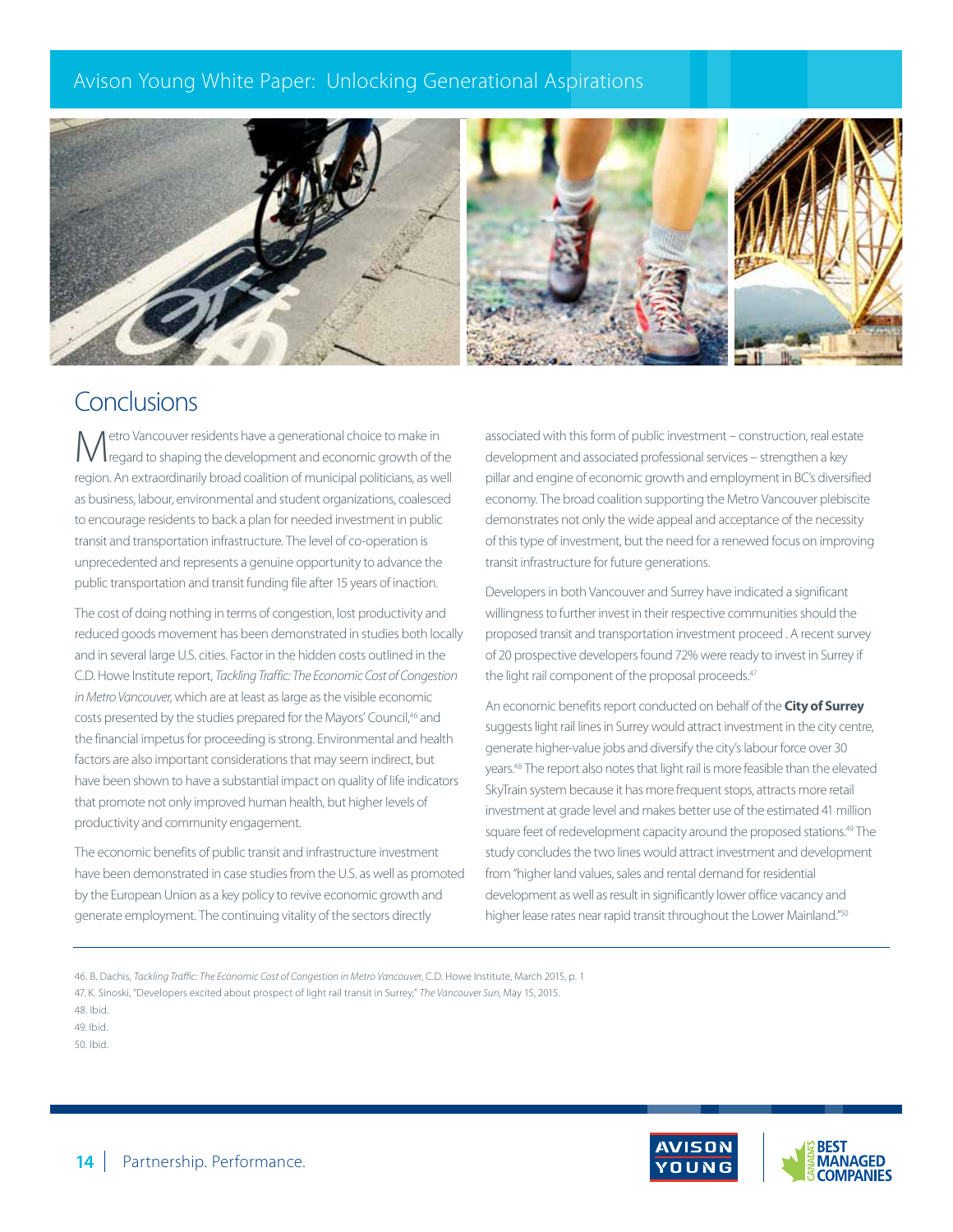## Conclusions

Metro Vancouver residents have a generational choice to make in regard to shaping the development and economic growth of the region. An extraordinarily broad coalition of municipal politicians, as well as business, labour, environmental and student organizations, coalesced to encourage residents to back a plan for needed investment in public transit and transportation infrastructure. The level of co-operation is unprecedented and represents a genuine opportunity to advance the public transportation and transit funding file after 15 years of inaction.

The cost of doing nothing in terms of congestion, lost productivity and reduced goods movement has been demonstrated in studies both locally and in several large U.S. cities. Factor in the hidden costs outlined in the C.D. Howe Institute report, *Tackling Traffic: The Economic Cost of Congestion in Metro Vancouver*, which are at least as large as the visible economic costs presented by the studies prepared for the Mayors' Council,[46] and the financial impetus for proceeding is strong. Environmental and health factors are also important considerations that may seem indirect, but have been shown to have a substantial impact on quality of life indicators that promote not only improved human health, but higher levels of productivity and community engagement.

The economic benefits of public transit and infrastructure investment have been demonstrated in case studies from the U.S. as well as promoted by the European Union as a key policy to revive economic growth and generate employment. The continuing vitality of the sectors directly associated with this form of public investment – construction, real estate development and associated professional services – strengthen a key pillar and engine of economic growth and employment in BC's diversified economy. The broad coalition supporting the Metro Vancouver plebiscite demonstrates not only the wide appeal and acceptance of the necessity of this type of investment, but the need for a renewed focus on improving transit infrastructure for future generations.

Developers in both Vancouver and Surrey have indicated a significant willingness to further invest in their respective communities should the proposed transit and transportation investment proceed . A recent survey of 20 prospective developers found 72% were ready to invest in Surrey if the light rail component of the proposal proceeds.[47]

An economic benefits report conducted on behalf of the **City of Surrey** suggests light rail lines in Surrey would attract investment in the city centre, generate higher-value jobs and diversify the city's labour force over 30 years.[48] The report also notes that light rail is more feasible than the elevated SkyTrain system because it has more frequent stops, attracts more retail investment at grade level and makes better use of the estimated 41 million square feet of redevelopment capacity around the proposed stations.[49] The study concludes the two lines would attract investment and development from "higher land values, sales and rental demand for residential development as well as result in significantly lower office vacancy and higher lease rates near rapid transit throughout the Lower Mainland."[50]

---

46. B. Dachis, *Tackling Traffic: The Economic Cost of Congestion in Metro Vancouver*, C.D. Howe Institute, March 2015, p. 1
47. K. Sinoski, "Developers excited about prospect of light rail transit in Surrey," *The Vancouver Sun*, May 15, 2015.
48. Ibid.
49. Ibid.
50. Ibid.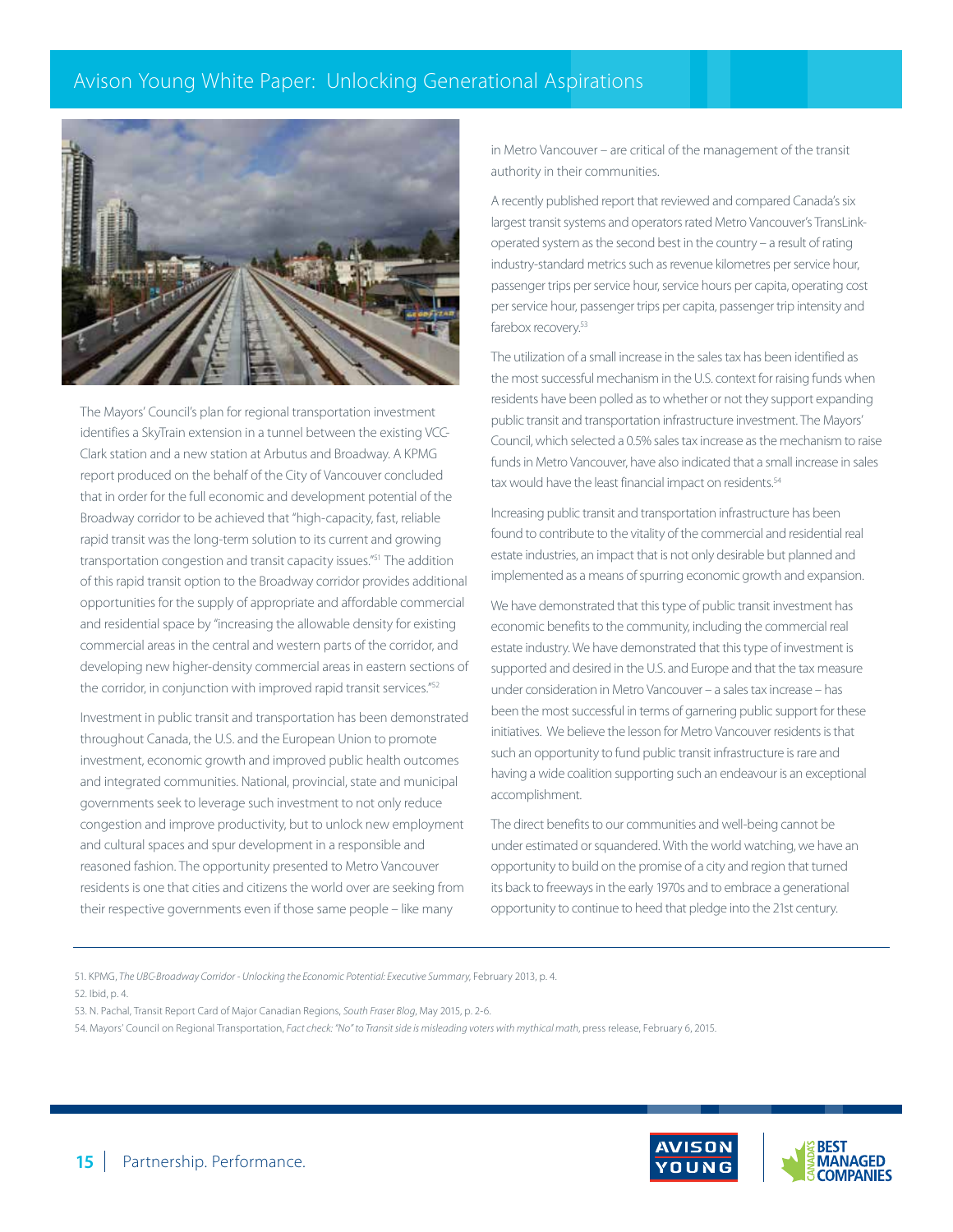The Mayors' Council's plan for regional transportation investment identifies a SkyTrain extension in a tunnel between the existing VCC-Clark station and a new station at Arbutus and Broadway. A KPMG report produced on the behalf of the City of Vancouver concluded that in order for the full economic and development potential of the Broadway corridor to be achieved that "high-capacity, fast, reliable rapid transit was the long-term solution to its current and growing transportation congestion and transit capacity issues."[51] The addition of this rapid transit option to the Broadway corridor provides additional opportunities for the supply of appropriate and affordable commercial and residential space by "increasing the allowable density for existing commercial areas in the central and western parts of the corridor, and developing new higher-density commercial areas in eastern sections of the corridor, in conjunction with improved rapid transit services."[52]

Investment in public transit and transportation has been demonstrated throughout Canada, the U.S. and the European Union to promote investment, economic growth and improved public health outcomes and integrated communities. National, provincial, state and municipal governments seek to leverage such investment to not only reduce congestion and improve productivity, but to unlock new employment and cultural spaces and spur development in a responsible and reasoned fashion. The opportunity presented to Metro Vancouver residents is one that cities and citizens the world over are seeking from their respective governments even if those same people – like many in Metro Vancouver – are critical of the management of the transit authority in their communities.

A recently published report that reviewed and compared Canada's six largest transit systems and operators rated Metro Vancouver's TransLink-operated system as the second best in the country – a result of rating industry-standard metrics such as revenue kilometres per service hour, passenger trips per service hour, service hours per capita, operating cost per service hour, passenger trips per capita, passenger trip intensity and farebox recovery.[53]

The utilization of a small increase in the sales tax has been identified as the most successful mechanism in the U.S. context for raising funds when residents have been polled as to whether or not they support expanding public transit and transportation infrastructure investment. The Mayors' Council, which selected a 0.5% sales tax increase as the mechanism to raise funds in Metro Vancouver, have also indicated that a small increase in sales tax would have the least financial impact on residents.[54]

Increasing public transit and transportation infrastructure has been found to contribute to the vitality of the commercial and residential real estate industries, an impact that is not only desirable but planned and implemented as a means of spurring economic growth and expansion.

We have demonstrated that this type of public transit investment has economic benefits to the community, including the commercial real estate industry. We have demonstrated that this type of investment is supported and desired in the U.S. and Europe and that the tax measure under consideration in Metro Vancouver – a sales tax increase – has been the most successful in terms of garnering public support for these initiatives. We believe the lesson for Metro Vancouver residents is that such an opportunity to fund public transit infrastructure is rare and having a wide coalition supporting such an endeavour is an exceptional accomplishment.

The direct benefits to our communities and well-being cannot be under estimated or squandered. With the world watching, we have an opportunity to build on the promise of a city and region that turned its back to freeways in the early 1970s and to embrace a generational opportunity to continue to heed that pledge into the 21st century.

---

51. KPMG, *The UBC-Broadway Corridor - Unlocking the Economic Potential: Executive Summary*, February 2013, p. 4.
52. Ibid, p. 4.
53. N. Pachal, Transit Report Card of Major Canadian Regions, *South Fraser Blog*, May 2015, p. 2-6.
54. Mayors' Council on Regional Transportation, *Fact check: "No" to Transit side is misleading voters with mythical math*, press release, February 6, 2015.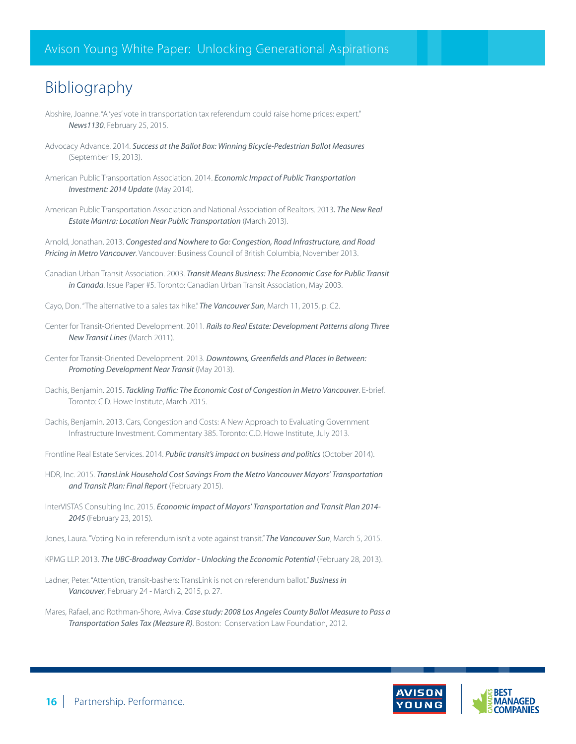# Bibliography

Abshire, Joanne. "A 'yes' vote in transportation tax referendum could raise home prices: expert." *News1130*, February 25, 2015.

Advocacy Advance. 2014. *Success at the Ballot Box: Winning Bicycle-Pedestrian Ballot Measures* (September 19, 2013).

American Public Transportation Association. 2014. *Economic Impact of Public Transportation Investment: 2014 Update* (May 2014).

American Public Transportation Association and National Association of Realtors. 2013. *The New Real Estate Mantra: Location Near Public Transportation* (March 2013).

Arnold, Jonathan. 2013. *Congested and Nowhere to Go: Congestion, Road Infrastructure, and Road Pricing in Metro Vancouver*. Vancouver: Business Council of British Columbia, November 2013.

Canadian Urban Transit Association. 2003. *Transit Means Business: The Economic Case for Public Transit in Canada*. Issue Paper #5. Toronto: Canadian Urban Transit Association, May 2003.

Cayo, Don. "The alternative to a sales tax hike." *The Vancouver Sun*, March 11, 2015, p. C2.

Center for Transit-Oriented Development. 2011. *Rails to Real Estate: Development Patterns along Three New Transit Lines* (March 2011).

Center for Transit-Oriented Development. 2013. *Downtowns, Greenfields and Places In Between: Promoting Development Near Transit* (May 2013).

Dachis, Benjamin. 2015. *Tackling Traffic: The Economic Cost of Congestion in Metro Vancouver*. E-brief. Toronto: C.D. Howe Institute, March 2015.

Dachis, Benjamin. 2013. Cars, Congestion and Costs: A New Approach to Evaluating Government Infrastructure Investment. Commentary 385. Toronto: C.D. Howe Institute, July 2013.

Frontline Real Estate Services. 2014. *Public transit's impact on business and politics* (October 2014).

HDR, Inc. 2015. *TransLink Household Cost Savings From the Metro Vancouver Mayors' Transportation and Transit Plan: Final Report* (February 2015).

InterVISTAS Consulting Inc. 2015. *Economic Impact of Mayors' Transportation and Transit Plan 2014-2045* (February 23, 2015).

Jones, Laura. "Voting No in referendum isn't a vote against transit." *The Vancouver Sun*, March 5, 2015.

KPMG LLP. 2013. *The UBC-Broadway Corridor - Unlocking the Economic Potential* (February 28, 2013).

Ladner, Peter. "Attention, transit-bashers: TransLink is not on referendum ballot." *Business in Vancouver*, February 24 - March 2, 2015, p. 27.

Mares, Rafael, and Rothman-Shore, Aviva. *Case study: 2008 Los Angeles County Ballot Measure to Pass a Transportation Sales Tax (Measure R)*. Boston: Conservation Law Foundation, 2012.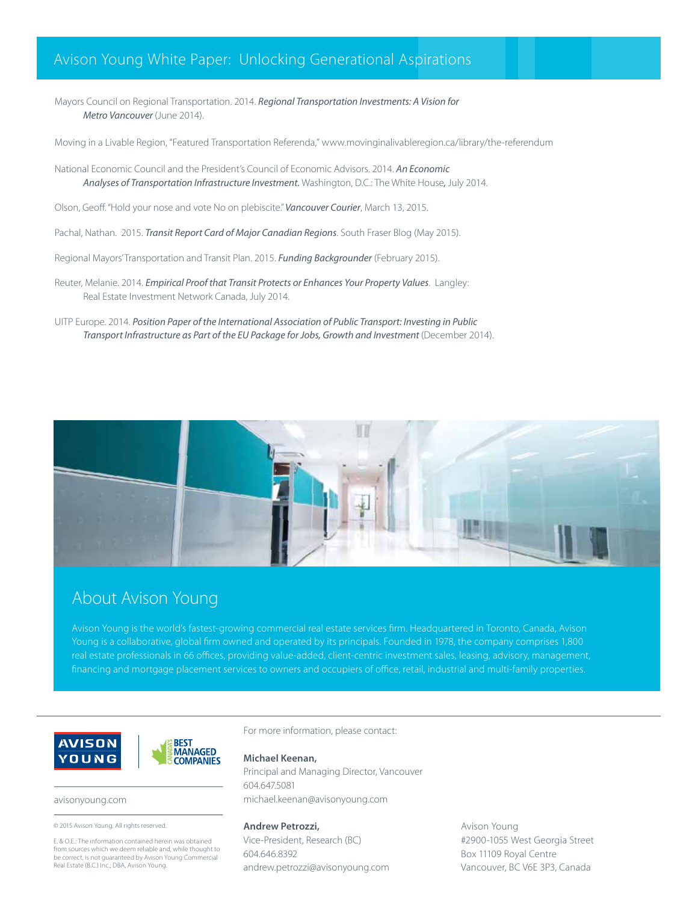Mayors Council on Regional Transportation. 2014. *Regional Transportation Investments: A Vision for Metro Vancouver* (June 2014).

Moving in a Livable Region, "Featured Transportation Referenda," www.movinginalivableregion.ca/library/the-referendum

National Economic Council and the President's Council of Economic Advisors. 2014. *An Economic Analyses of Transportation Infrastructure Investment.* Washington, D.C.: The White House, July 2014.

Olson, Geoff. "Hold your nose and vote No on plebiscite." *Vancouver Courier*, March 13, 2015.

Pachal, Nathan. 2015. *Transit Report Card of Major Canadian Regions*. South Fraser Blog (May 2015).

Regional Mayors' Transportation and Transit Plan. 2015. *Funding Backgrounder* (February 2015).

Reuter, Melanie. 2014. *Empirical Proof that Transit Protects or Enhances Your Property Values*. Langley: Real Estate Investment Network Canada, July 2014.

UITP Europe. 2014. *Position Paper of the International Association of Public Transport: Investing in Public Transport Infrastructure as Part of the EU Package for Jobs, Growth and Investment* (December 2014).

## About Avison Young

Avison Young is the world's fastest-growing commercial real estate services firm. Headquartered in Toronto, Canada, Avison Young is a collaborative, global firm owned and operated by its principals. Founded in 1978, the company comprises 1,800 real estate professionals in 66 offices, providing value-added, client-centric investment sales, leasing, advisory, management, financing and mortgage placement services to owners and occupiers of office, retail, industrial and multi-family properties.

AVISON YOUNG

CANADA'S BEST MANAGED COMPANIES

avisonyoung.com

© 2015 Avison Young. All rights reserved.

E. & O.E.: The information contained herein was obtained from sources which we deem reliable and, while thought to be correct, is not guaranteed by Avison Young Commercial Real Estate (B.C.) Inc.; DBA, Avison Young.

For more information, please contact:

**Michael Keenan,**
Principal and Managing Director, Vancouver
604.647.5081
michael.keenan@avisonyoung.com

**Andrew Petrozzi,**
Vice-President, Research (BC)
604.646.8392
andrew.petrozzi@avisonyoung.com

Avison Young
#2900-1055 West Georgia Street
Box 11109 Royal Centre
Vancouver, BC V6E 3P3, Canada